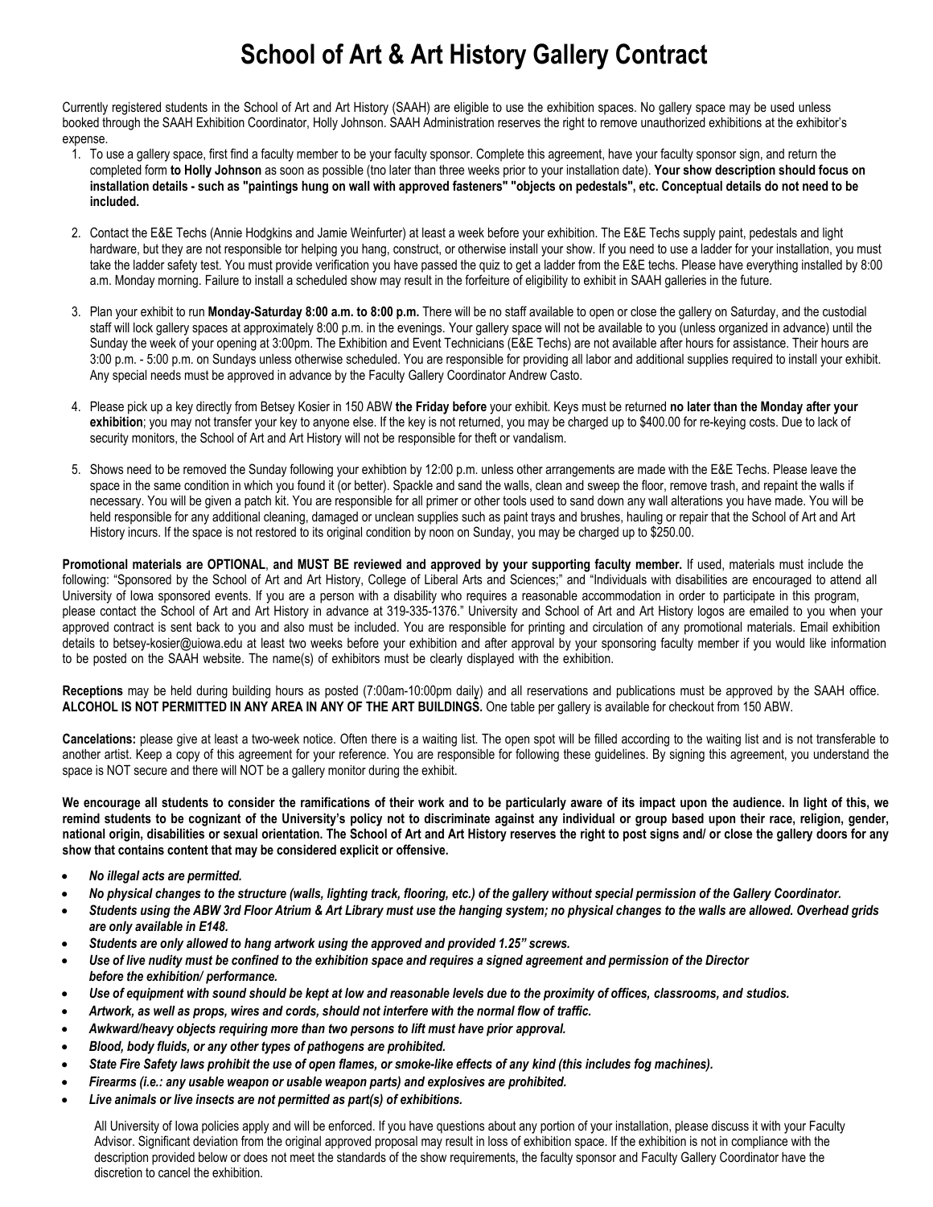# School of Art & Art History Gallery Contract

Currently registered students in the School of Art and Art History (SAAH) are eligible to use the exhibition spaces. No gallery space may be used unless booked through the SAAH Exhibition Coordinator, Holly Johnson. SAAH Administration reserves the right to remove unauthorized exhibitions at the exhibitor's expense.

1. To use a gallery space, first find a faculty member to be your faculty sponsor. Complete this agreement, have your faculty sponsor sign, and return the completed form **to Holly Johnson** as soon as possible (tno later than three weeks prior to your installation date). **Your show description should focus on installation details - such as "paintings hung on wall with approved fasteners" "objects on pedestals", etc. Conceptual details do not need to be included.**

2. Contact the E&E Techs (Annie Hodgkins and Jamie Weinfurter) at least a week before your exhibition. The E&E Techs supply paint, pedestals and light hardware, but they are not responsible tor helping you hang, construct, or otherwise install your show. If you need to use a ladder for your installation, you must take the ladder safety test. You must provide verification you have passed the quiz to get a ladder from the E&E techs. Please have everything installed by 8:00 a.m. Monday morning. Failure to install a scheduled show may result in the forfeiture of eligibility to exhibit in SAAH galleries in the future.

3. Plan your exhibit to run **Monday-Saturday 8:00 a.m. to 8:00 p.m.** There will be no staff available to open or close the gallery on Saturday, and the custodial staff will lock gallery spaces at approximately 8:00 p.m. in the evenings. Your gallery space will not be available to you (unless organized in advance) until the Sunday the week of your opening at 3:00pm. The Exhibition and Event Technicians (E&E Techs) are not available after hours for assistance. Their hours are 3:00 p.m. - 5:00 p.m. on Sundays unless otherwise scheduled. You are responsible for providing all labor and additional supplies required to install your exhibit. Any special needs must be approved in advance by the Faculty Gallery Coordinator Andrew Casto.

4. Please pick up a key directly from Betsey Kosier in 150 ABW **the Friday before** your exhibit. Keys must be returned **no later than the Monday after your exhibition**; you may not transfer your key to anyone else. If the key is not returned, you may be charged up to $400.00 for re-keying costs. Due to lack of security monitors, the School of Art and Art History will not be responsible for theft or vandalism.

5. Shows need to be removed the Sunday following your exhibtion by 12:00 p.m. unless other arrangements are made with the E&E Techs. Please leave the space in the same condition in which you found it (or better). Spackle and sand the walls, clean and sweep the floor, remove trash, and repaint the walls if necessary. You will be given a patch kit. You are responsible for all primer or other tools used to sand down any wall alterations you have made. You will be held responsible for any additional cleaning, damaged or unclean supplies such as paint trays and brushes, hauling or repair that the School of Art and Art History incurs. If the space is not restored to its original condition by noon on Sunday, you may be charged up to $250.00.

**Promotional materials are OPTIONAL**, **and MUST BE reviewed and approved by your supporting faculty member.** If used, materials must include the following: "Sponsored by the School of Art and Art History, College of Liberal Arts and Sciences;" and "Individuals with disabilities are encouraged to attend all University of Iowa sponsored events. If you are a person with a disability who requires a reasonable accommodation in order to participate in this program, please contact the School of Art and Art History in advance at 319-335-1376." University and School of Art and Art History logos are emailed to you when your approved contract is sent back to you and also must be included. You are responsible for printing and circulation of any promotional materials. Email exhibition details to betsey-kosier@uiowa.edu at least two weeks before your exhibition and after approval by your sponsoring faculty member if you would like information to be posted on the SAAH website. The name(s) of exhibitors must be clearly displayed with the exhibition.

**Receptions** may be held during building hours as posted (7:00am-10:00pm daily) and all reservations and publications must be approved by the SAAH office. **ALCOHOL IS NOT PERMITTED IN ANY AREA IN ANY OF THE ART BUILDINGS.** One table per gallery is available for checkout from 150 ABW.

**Cancelations:** please give at least a two-week notice. Often there is a waiting list. The open spot will be filled according to the waiting list and is not transferable to another artist. Keep a copy of this agreement for your reference. You are responsible for following these guidelines. By signing this agreement, you understand the space is NOT secure and there will NOT be a gallery monitor during the exhibit.

**We encourage all students to consider the ramifications of their work and to be particularly aware of its impact upon the audience. In light of this, we remind students to be cognizant of the University's policy not to discriminate against any individual or group based upon their race, religion, gender, national origin, disabilities or sexual orientation. The School of Art and Art History reserves the right to post signs and/ or close the gallery doors for any show that contains content that may be considered explicit or offensive.**

- ***No illegal acts are permitted.***
- ***No physical changes to the structure (walls, lighting track, flooring, etc.) of the gallery without special permission of the Gallery Coordinator.***
- ***Students using the ABW 3rd Floor Atrium & Art Library must use the hanging system; no physical changes to the walls are allowed. Overhead grids are only available in E148.***
- ***Students are only allowed to hang artwork using the approved and provided 1.25" screws.***
- ***Use of live nudity must be confined to the exhibition space and requires a signed agreement and permission of the Director before the exhibition/ performance.***
- ***Use of equipment with sound should be kept at low and reasonable levels due to the proximity of offices, classrooms, and studios.***
- ***Artwork, as well as props, wires and cords, should not interfere with the normal flow of traffic.***
- ***Awkward/heavy objects requiring more than two persons to lift must have prior approval.***
- ***Blood, body fluids, or any other types of pathogens are prohibited.***
- ***State Fire Safety laws prohibit the use of open flames, or smoke-like effects of any kind (this includes fog machines).***
- ***Firearms (i.e.: any usable weapon or usable weapon parts) and explosives are prohibited.***
- ***Live animals or live insects are not permitted as part(s) of exhibitions.***

All University of Iowa policies apply and will be enforced. If you have questions about any portion of your installation, please discuss it with your Faculty Advisor. Significant deviation from the original approved proposal may result in loss of exhibition space. If the exhibition is not in compliance with the description provided below or does not meet the standards of the show requirements, the faculty sponsor and Faculty Gallery Coordinator have the discretion to cancel the exhibition.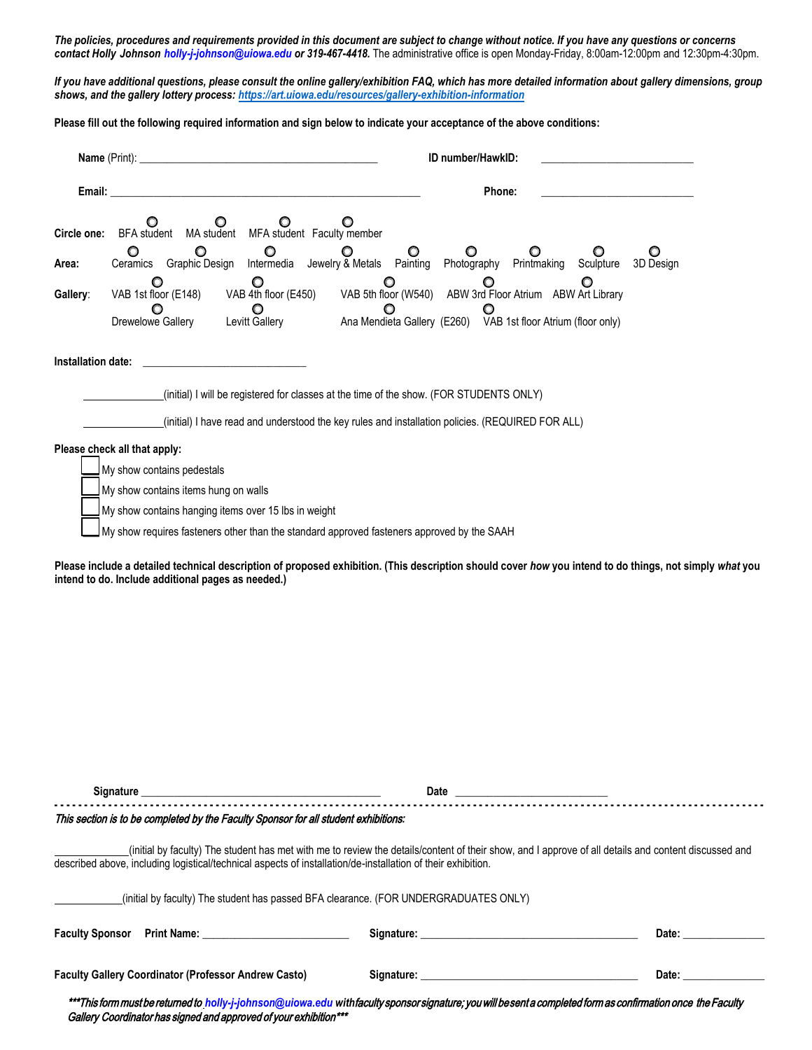***The policies, procedures and requirements provided in this document are subject to change without notice. If you have any questions or concerns contact Holly Johnson holly-j-johnson@uiowa.edu or 319-467-4418.*** The administrative office is open Monday-Friday, 8:00am-12:00pm and 12:30pm-4:30pm.

***If you have additional questions, please consult the online gallery/exhibition FAQ, which has more detailed information about gallery dimensions, group shows, and the gallery lottery process: https://art.uiowa.edu/resources/gallery-exhibition-information***

**Please fill out the following required information and sign below to indicate your acceptance of the above conditions:**

**Name** (Print): ____________________________________________ **ID number/HawkID:** ____________________________

**Email:** __________________________________________________________ **Phone:** ____________________________

**Circle one:** ○ BFA student ○ MA student ○ MFA student ○ Faculty member

**Area:** ○ Ceramics ○ Graphic Design ○ Intermedia ○ Jewelry & Metals ○ Painting ○ Photography ○ Printmaking ○ Sculpture ○ 3D Design

**Gallery**: ○ VAB 1st floor (E148) ○ VAB 4th floor (E450) ○ VAB 5th floor (W540) ○ ABW 3rd Floor Atrium ○ ABW Art Library ○ Drewelowe Gallery ○ Levitt Gallery ○ Ana Mendieta Gallery (E260) ○ VAB 1st floor Atrium (floor only)

**Installation date:** ______________________________

______________(initial) I will be registered for classes at the time of the show. (FOR STUDENTS ONLY)

______________(initial) I have read and understood the key rules and installation policies. (REQUIRED FOR ALL)

**Please check all that apply:**

- ☐ My show contains pedestals
- ☐ My show contains items hung on walls
- ☐ My show contains hanging items over 15 lbs in weight
- ☐ My show requires fasteners other than the standard approved fasteners approved by the SAAH

**Please include a detailed technical description of proposed exhibition. (This description should cover *how* you intend to do things, not simply *what* you intend to do. Include additional pages as needed.)**

**Signature** ____________________________________________ **Date** ____________________________

---

*This section is to be completed by the Faculty Sponsor for all student exhibitions:*

_____________(initial by faculty) The student has met with me to review the details/content of their show, and I approve of all details and content discussed and described above, including logistical/technical aspects of installation/de-installation of their exhibition.

____________(initial by faculty) The student has passed BFA clearance. (FOR UNDERGRADUATES ONLY)

**Faculty Sponsor Print Name:** __________________________ **Signature:** ________________________________________ **Date:** _______________

**Faculty Gallery Coordinator (Professor Andrew Casto)** **Signature:** ________________________________________ **Date:** _______________

****\*\*\*This form must be returned to holly-j-johnson@uiowa.edu with faculty sponsor signature; you will be sent a completed form as confirmation once the Faculty Gallery Coordinator has signed and approved of your exhibition\*\*\****